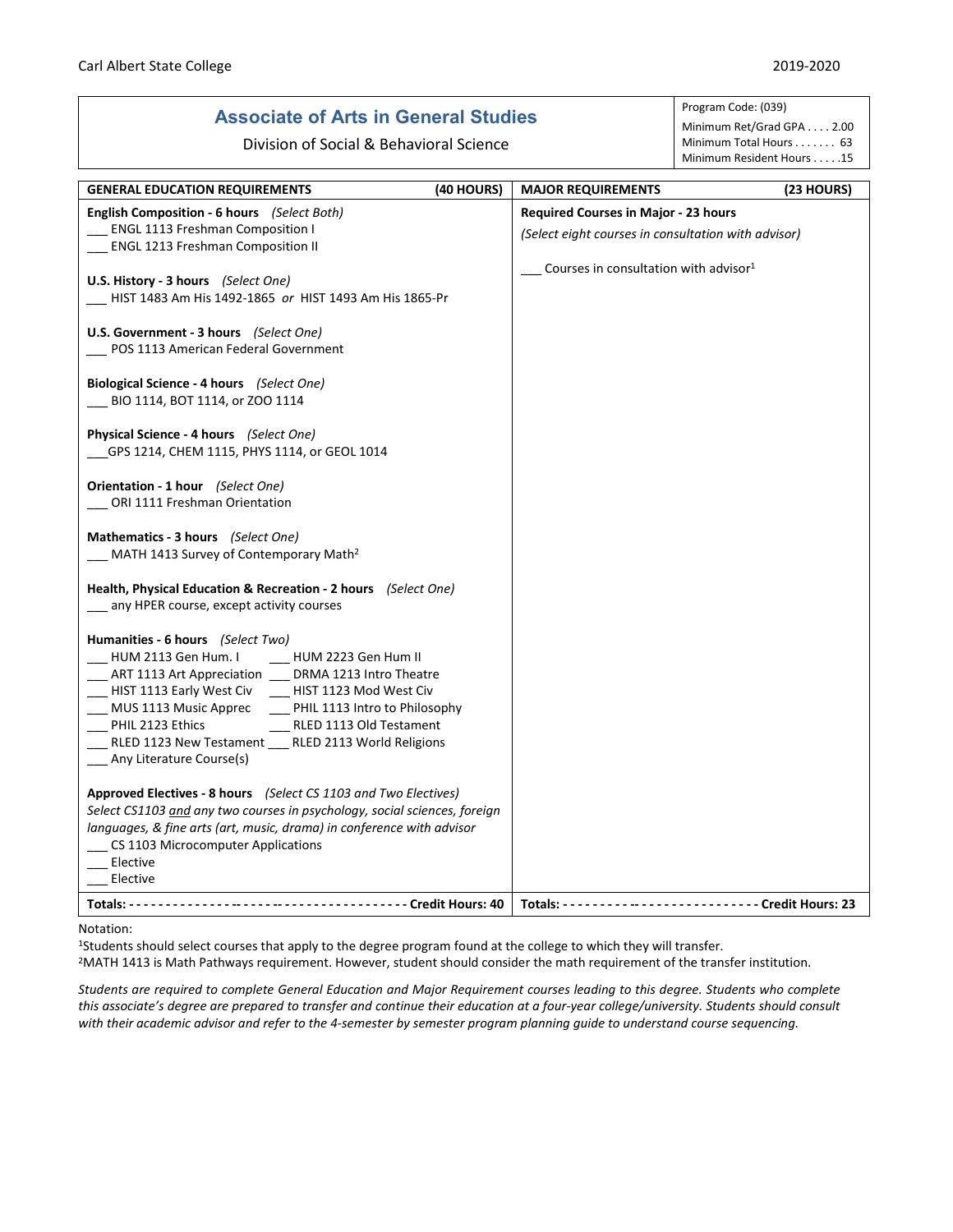Carl Albert State College 2019-2020

# Associate of Arts in General Studies

Division of Social & Behavioral Science

Program Code: (039)
Minimum Ret/Grad GPA . . . . 2.00
Minimum Total Hours . . . . . . . 63
Minimum Resident Hours . . . . .15

## GENERAL EDUCATION REQUIREMENTS (40 HOURS)

**English Composition - 6 hours** *(Select Both)*
___ ENGL 1113 Freshman Composition I
___ ENGL 1213 Freshman Composition II

**U.S. History - 3 hours** *(Select One)*
___ HIST 1483 Am His 1492-1865 *or* HIST 1493 Am His 1865-Pr

**U.S. Government - 3 hours** *(Select One)*
___ POS 1113 American Federal Government

**Biological Science - 4 hours** *(Select One)*
___ BIO 1114, BOT 1114, or ZOO 1114

**Physical Science - 4 hours** *(Select One)*
___GPS 1214, CHEM 1115, PHYS 1114, or GEOL 1014

**Orientation - 1 hour** *(Select One)*
___ ORI 1111 Freshman Orientation

**Mathematics - 3 hours** *(Select One)*
___ MATH 1413 Survey of Contemporary Math[2]

**Health, Physical Education & Recreation - 2 hours** *(Select One)*
___ any HPER course, except activity courses

**Humanities - 6 hours** *(Select Two)*
___ HUM 2113 Gen Hum. I ___ HUM 2223 Gen Hum II
___ ART 1113 Art Appreciation ___ DRMA 1213 Intro Theatre
___ HIST 1113 Early West Civ ___ HIST 1123 Mod West Civ
___ MUS 1113 Music Apprec ___ PHIL 1113 Intro to Philosophy
___ PHIL 2123 Ethics ___ RLED 1113 Old Testament
___ RLED 1123 New Testament ___ RLED 2113 World Religions
___ Any Literature Course(s)

**Approved Electives - 8 hours** *(Select CS 1103 and Two Electives)*
*Select CS1103 and any two courses in psychology, social sciences, foreign languages, & fine arts (art, music, drama) in conference with advisor*
___ CS 1103 Microcomputer Applications
___ Elective
___ Elective

**Totals: Credit Hours: 40**

## MAJOR REQUIREMENTS (23 HOURS)

**Required Courses in Major - 23 hours**
*(Select eight courses in consultation with advisor)*

___ Courses in consultation with advisor[1]

**Totals: Credit Hours: 23**

Notation:
[1]Students should select courses that apply to the degree program found at the college to which they will transfer.
[2]MATH 1413 is Math Pathways requirement. However, student should consider the math requirement of the transfer institution.

*Students are required to complete General Education and Major Requirement courses leading to this degree. Students who complete this associate's degree are prepared to transfer and continue their education at a four-year college/university. Students should consult with their academic advisor and refer to the 4-semester by semester program planning guide to understand course sequencing.*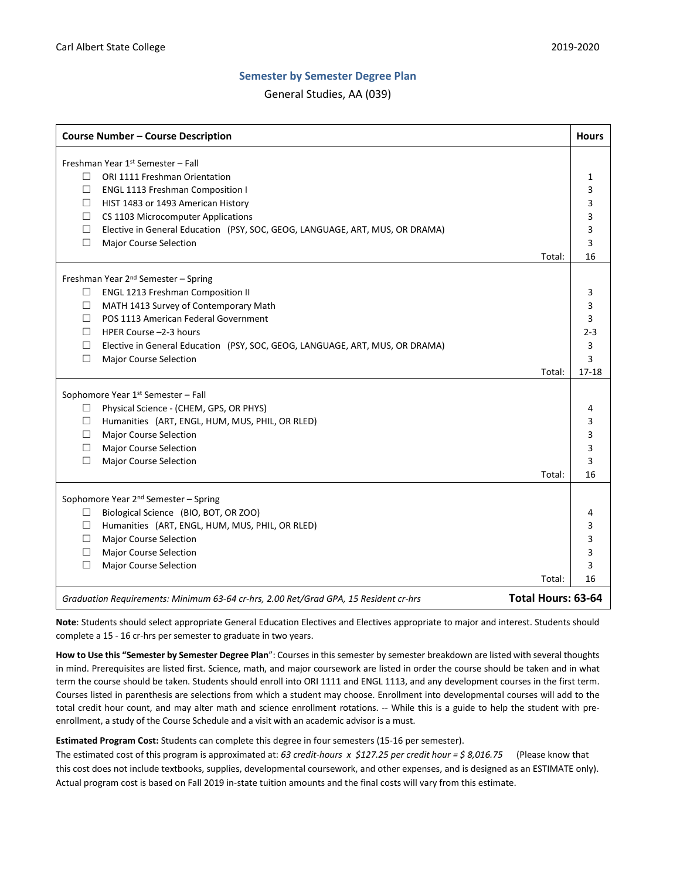Carl Albert State College 2019-2020

## Semester by Semester Degree Plan

General Studies, AA (039)

| Course Number – Course Description | Hours |
|---|---|
| Freshman Year 1st Semester – Fall | |
| ☐ ORI 1111 Freshman Orientation | 1 |
| ☐ ENGL 1113 Freshman Composition I | 3 |
| ☐ HIST 1483 or 1493 American History | 3 |
| ☐ CS 1103 Microcomputer Applications | 3 |
| ☐ Elective in General Education (PSY, SOC, GEOG, LANGUAGE, ART, MUS, OR DRAMA) | 3 |
| ☐ Major Course Selection | 3 |
| Total: | 16 |
| Freshman Year 2nd Semester – Spring | |
| ☐ ENGL 1213 Freshman Composition II | 3 |
| ☐ MATH 1413 Survey of Contemporary Math | 3 |
| ☐ POS 1113 American Federal Government | 3 |
| ☐ HPER Course –2-3 hours | 2-3 |
| ☐ Elective in General Education (PSY, SOC, GEOG, LANGUAGE, ART, MUS, OR DRAMA) | 3 |
| ☐ Major Course Selection | 3 |
| Total: | 17-18 |
| Sophomore Year 1st Semester – Fall | |
| ☐ Physical Science - (CHEM, GPS, OR PHYS) | 4 |
| ☐ Humanities (ART, ENGL, HUM, MUS, PHIL, OR RLED) | 3 |
| ☐ Major Course Selection | 3 |
| ☐ Major Course Selection | 3 |
| ☐ Major Course Selection | 3 |
| Total: | 16 |
| Sophomore Year 2nd Semester – Spring | |
| ☐ Biological Science (BIO, BOT, OR ZOO) | 4 |
| ☐ Humanities (ART, ENGL, HUM, MUS, PHIL, OR RLED) | 3 |
| ☐ Major Course Selection | 3 |
| ☐ Major Course Selection | 3 |
| ☐ Major Course Selection | 3 |
| Total: | 16 |
| *Graduation Requirements: Minimum 63-64 cr-hrs, 2.00 Ret/Grad GPA, 15 Resident cr-hrs* | **Total Hours: 63-64** |

**Note**: Students should select appropriate General Education Electives and Electives appropriate to major and interest. Students should complete a 15 - 16 cr-hrs per semester to graduate in two years.

**How to Use this "Semester by Semester Degree Plan"**: Courses in this semester by semester breakdown are listed with several thoughts in mind. Prerequisites are listed first. Science, math, and major coursework are listed in order the course should be taken and in what term the course should be taken. Students should enroll into ORI 1111 and ENGL 1113, and any development courses in the first term. Courses listed in parenthesis are selections from which a student may choose. Enrollment into developmental courses will add to the total credit hour count, and may alter math and science enrollment rotations. -- While this is a guide to help the student with pre-enrollment, a study of the Course Schedule and a visit with an academic advisor is a must.

**Estimated Program Cost:** Students can complete this degree in four semesters (15-16 per semester).
The estimated cost of this program is approximated at: *63 credit-hours x $127.25 per credit hour = $ 8,016.75* (Please know that this cost does not include textbooks, supplies, developmental coursework, and other expenses, and is designed as an ESTIMATE only). Actual program cost is based on Fall 2019 in-state tuition amounts and the final costs will vary from this estimate.